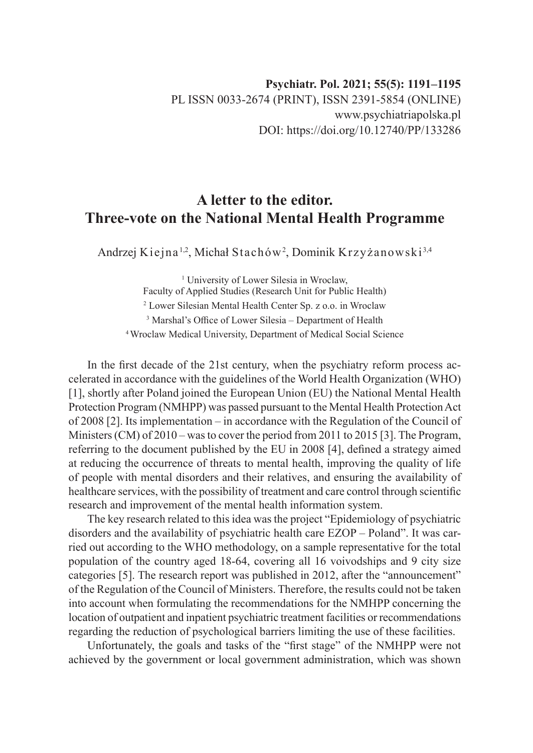# A letter to the editor. Three-vote on the National Mental Health Programme

Andrzej Kiejna[1,2], Michał Stachów[2], Dominik Krzyżanowski[3,4]

[1] University of Lower Silesia in Wroclaw, Faculty of Applied Studies (Research Unit for Public Health)
[2] Lower Silesian Mental Health Center Sp. z o.o. in Wroclaw
[3] Marshal's Office of Lower Silesia – Department of Health
[4] Wroclaw Medical University, Department of Medical Social Science

In the first decade of the 21st century, when the psychiatry reform process accelerated in accordance with the guidelines of the World Health Organization (WHO) [1], shortly after Poland joined the European Union (EU) the National Mental Health Protection Program (NMHPP) was passed pursuant to the Mental Health Protection Act of 2008 [2]. Its implementation – in accordance with the Regulation of the Council of Ministers (CM) of 2010 – was to cover the period from 2011 to 2015 [3]. The Program, referring to the document published by the EU in 2008 [4], defined a strategy aimed at reducing the occurrence of threats to mental health, improving the quality of life of people with mental disorders and their relatives, and ensuring the availability of healthcare services, with the possibility of treatment and care control through scientific research and improvement of the mental health information system.

The key research related to this idea was the project "Epidemiology of psychiatric disorders and the availability of psychiatric health care EZOP – Poland". It was carried out according to the WHO methodology, on a sample representative for the total population of the country aged 18-64, covering all 16 voivodships and 9 city size categories [5]. The research report was published in 2012, after the "announcement" of the Regulation of the Council of Ministers. Therefore, the results could not be taken into account when formulating the recommendations for the NMHPP concerning the location of outpatient and inpatient psychiatric treatment facilities or recommendations regarding the reduction of psychological barriers limiting the use of these facilities.

Unfortunately, the goals and tasks of the "first stage" of the NMHPP were not achieved by the government or local government administration, which was shown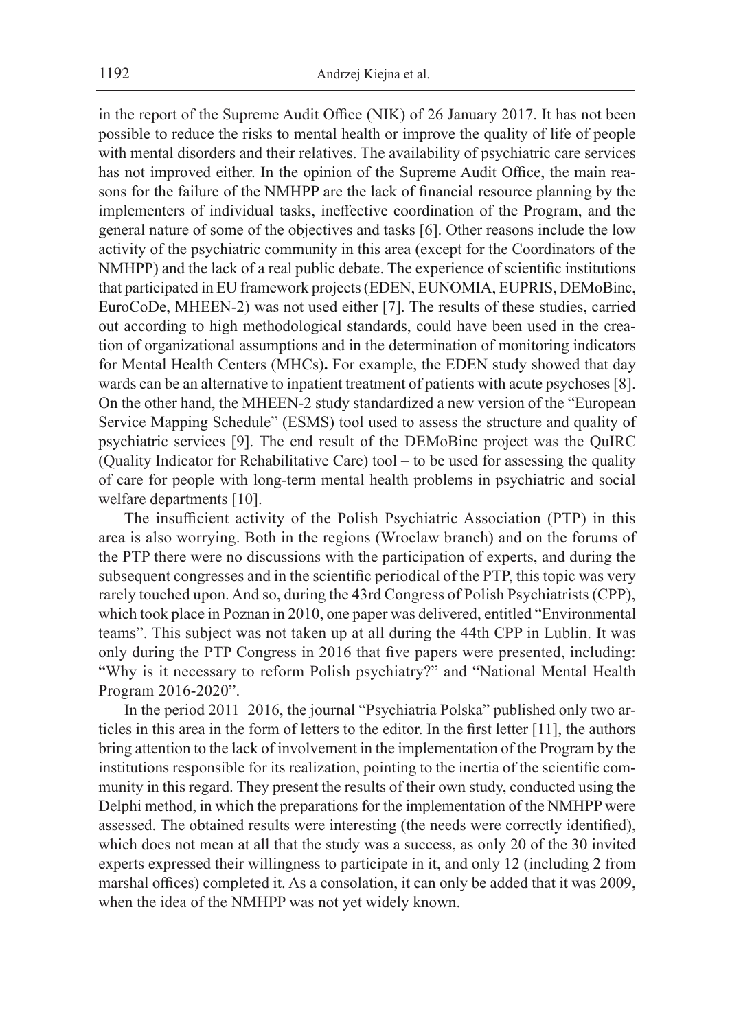in the report of the Supreme Audit Office (NIK) of 26 January 2017. It has not been possible to reduce the risks to mental health or improve the quality of life of people with mental disorders and their relatives. The availability of psychiatric care services has not improved either. In the opinion of the Supreme Audit Office, the main reasons for the failure of the NMHPP are the lack of financial resource planning by the implementers of individual tasks, ineffective coordination of the Program, and the general nature of some of the objectives and tasks [6]. Other reasons include the low activity of the psychiatric community in this area (except for the Coordinators of the NMHPP) and the lack of a real public debate. The experience of scientific institutions that participated in EU framework projects (EDEN, EUNOMIA, EUPRIS, DEMoBinc, EuroCoDe, MHEEN-2) was not used either [7]. The results of these studies, carried out according to high methodological standards, could have been used in the creation of organizational assumptions and in the determination of monitoring indicators for Mental Health Centers (MHCs). For example, the EDEN study showed that day wards can be an alternative to inpatient treatment of patients with acute psychoses [8]. On the other hand, the MHEEN-2 study standardized a new version of the "European Service Mapping Schedule" (ESMS) tool used to assess the structure and quality of psychiatric services [9]. The end result of the DEMoBinc project was the QuIRC (Quality Indicator for Rehabilitative Care) tool – to be used for assessing the quality of care for people with long-term mental health problems in psychiatric and social welfare departments [10].

The insufficient activity of the Polish Psychiatric Association (PTP) in this area is also worrying. Both in the regions (Wroclaw branch) and on the forums of the PTP there were no discussions with the participation of experts, and during the subsequent congresses and in the scientific periodical of the PTP, this topic was very rarely touched upon. And so, during the 43rd Congress of Polish Psychiatrists (CPP), which took place in Poznan in 2010, one paper was delivered, entitled "Environmental teams". This subject was not taken up at all during the 44th CPP in Lublin. It was only during the PTP Congress in 2016 that five papers were presented, including: "Why is it necessary to reform Polish psychiatry?" and "National Mental Health Program 2016-2020".

In the period 2011–2016, the journal "Psychiatria Polska" published only two articles in this area in the form of letters to the editor. In the first letter [11], the authors bring attention to the lack of involvement in the implementation of the Program by the institutions responsible for its realization, pointing to the inertia of the scientific community in this regard. They present the results of their own study, conducted using the Delphi method, in which the preparations for the implementation of the NMHPP were assessed. The obtained results were interesting (the needs were correctly identified), which does not mean at all that the study was a success, as only 20 of the 30 invited experts expressed their willingness to participate in it, and only 12 (including 2 from marshal offices) completed it. As a consolation, it can only be added that it was 2009, when the idea of the NMHPP was not yet widely known.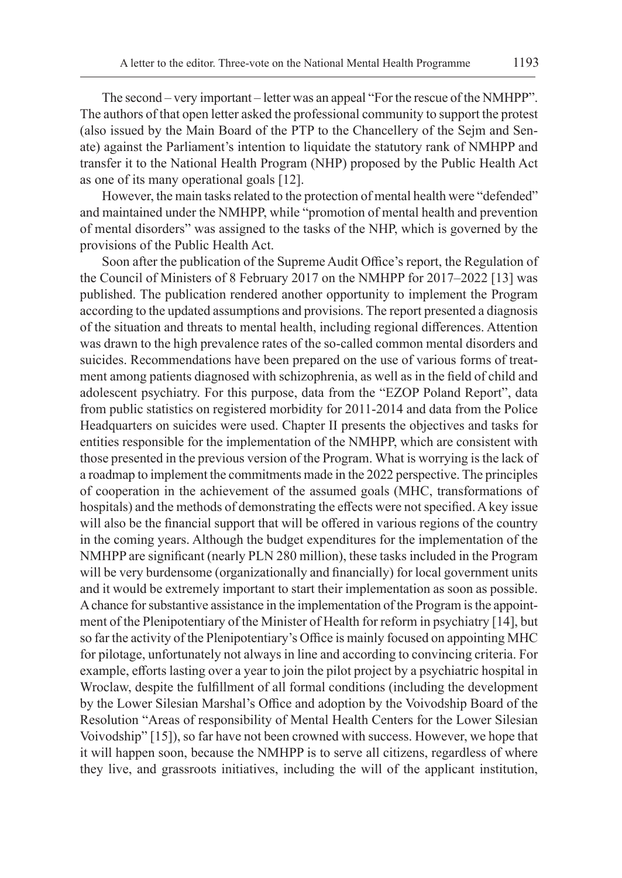The second – very important – letter was an appeal "For the rescue of the NMHPP". The authors of that open letter asked the professional community to support the protest (also issued by the Main Board of the PTP to the Chancellery of the Sejm and Senate) against the Parliament's intention to liquidate the statutory rank of NMHPP and transfer it to the National Health Program (NHP) proposed by the Public Health Act as one of its many operational goals [12].

However, the main tasks related to the protection of mental health were "defended" and maintained under the NMHPP, while "promotion of mental health and prevention of mental disorders" was assigned to the tasks of the NHP, which is governed by the provisions of the Public Health Act.

Soon after the publication of the Supreme Audit Office's report, the Regulation of the Council of Ministers of 8 February 2017 on the NMHPP for 2017–2022 [13] was published. The publication rendered another opportunity to implement the Program according to the updated assumptions and provisions. The report presented a diagnosis of the situation and threats to mental health, including regional differences. Attention was drawn to the high prevalence rates of the so-called common mental disorders and suicides. Recommendations have been prepared on the use of various forms of treatment among patients diagnosed with schizophrenia, as well as in the field of child and adolescent psychiatry. For this purpose, data from the "EZOP Poland Report", data from public statistics on registered morbidity for 2011-2014 and data from the Police Headquarters on suicides were used. Chapter II presents the objectives and tasks for entities responsible for the implementation of the NMHPP, which are consistent with those presented in the previous version of the Program. What is worrying is the lack of a roadmap to implement the commitments made in the 2022 perspective. The principles of cooperation in the achievement of the assumed goals (MHC, transformations of hospitals) and the methods of demonstrating the effects were not specified. A key issue will also be the financial support that will be offered in various regions of the country in the coming years. Although the budget expenditures for the implementation of the NMHPP are significant (nearly PLN 280 million), these tasks included in the Program will be very burdensome (organizationally and financially) for local government units and it would be extremely important to start their implementation as soon as possible. A chance for substantive assistance in the implementation of the Program is the appointment of the Plenipotentiary of the Minister of Health for reform in psychiatry [14], but so far the activity of the Plenipotentiary's Office is mainly focused on appointing MHC for pilotage, unfortunately not always in line and according to convincing criteria. For example, efforts lasting over a year to join the pilot project by a psychiatric hospital in Wroclaw, despite the fulfillment of all formal conditions (including the development by the Lower Silesian Marshal's Office and adoption by the Voivodship Board of the Resolution "Areas of responsibility of Mental Health Centers for the Lower Silesian Voivodship" [15]), so far have not been crowned with success. However, we hope that it will happen soon, because the NMHPP is to serve all citizens, regardless of where they live, and grassroots initiatives, including the will of the applicant institution,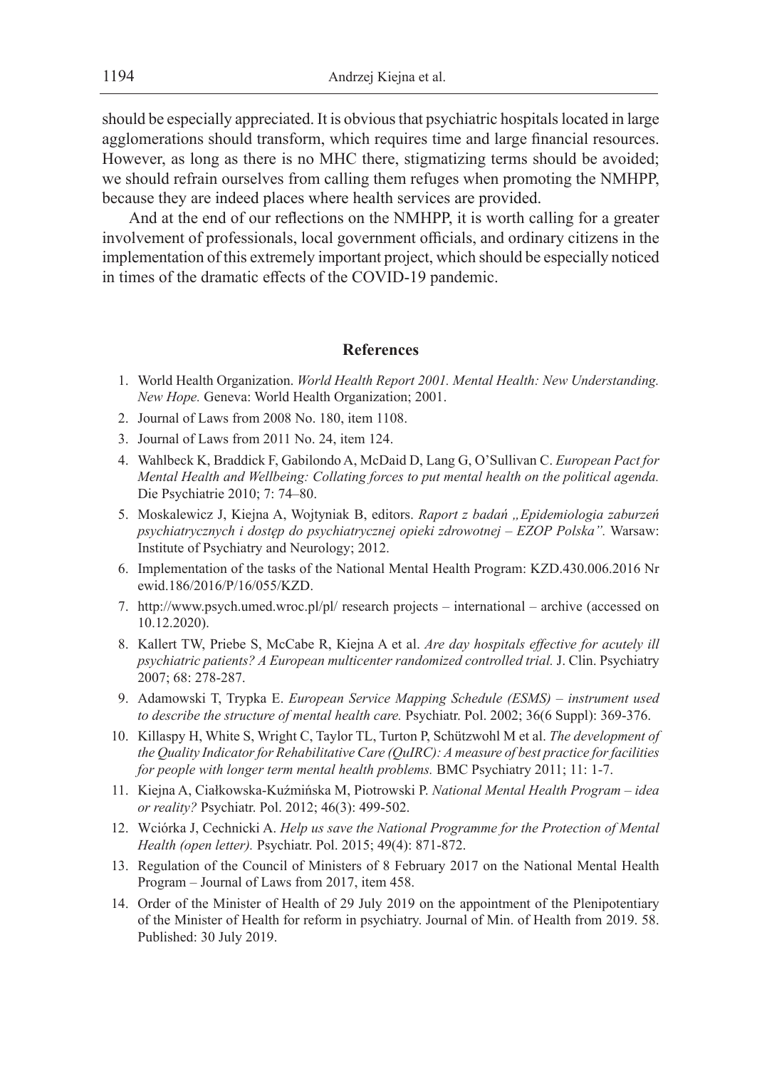should be especially appreciated. It is obvious that psychiatric hospitals located in large agglomerations should transform, which requires time and large financial resources. However, as long as there is no MHC there, stigmatizing terms should be avoided; we should refrain ourselves from calling them refuges when promoting the NMHPP, because they are indeed places where health services are provided.

And at the end of our reflections on the NMHPP, it is worth calling for a greater involvement of professionals, local government officials, and ordinary citizens in the implementation of this extremely important project, which should be especially noticed in times of the dramatic effects of the COVID-19 pandemic.

## References

1. World Health Organization. *World Health Report 2001. Mental Health: New Understanding. New Hope.* Geneva: World Health Organization; 2001.
2. Journal of Laws from 2008 No. 180, item 1108.
3. Journal of Laws from 2011 No. 24, item 124.
4. Wahlbeck K, Braddick F, Gabilondo A, McDaid D, Lang G, O'Sullivan C. *European Pact for Mental Health and Wellbeing: Collating forces to put mental health on the political agenda.* Die Psychiatrie 2010; 7: 74–80.
5. Moskalewicz J, Kiejna A, Wojtyniak B, editors. *Raport z badań „Epidemiologia zaburzeń psychiatrycznych i dostęp do psychiatrycznej opieki zdrowotnej – EZOP Polska".* Warsaw: Institute of Psychiatry and Neurology; 2012.
6. Implementation of the tasks of the National Mental Health Program: KZD.430.006.2016 Nr ewid.186/2016/P/16/055/KZD.
7. http://www.psych.umed.wroc.pl/pl/ research projects – international – archive (accessed on 10.12.2020).
8. Kallert TW, Priebe S, McCabe R, Kiejna A et al. *Are day hospitals effective for acutely ill psychiatric patients? A European multicenter randomized controlled trial.* J. Clin. Psychiatry 2007; 68: 278-287.
9. Adamowski T, Trypka E. *European Service Mapping Schedule (ESMS) – instrument used to describe the structure of mental health care.* Psychiatr. Pol. 2002; 36(6 Suppl): 369-376.
10. Killaspy H, White S, Wright C, Taylor TL, Turton P, Schützwohl M et al. *The development of the Quality Indicator for Rehabilitative Care (QuIRC): A measure of best practice for facilities for people with longer term mental health problems.* BMC Psychiatry 2011; 11: 1-7.
11. Kiejna A, Ciałkowska-Kuźmińska M, Piotrowski P. *National Mental Health Program – idea or reality?* Psychiatr. Pol. 2012; 46(3): 499-502.
12. Wciórka J, Cechnicki A. *Help us save the National Programme for the Protection of Mental Health (open letter).* Psychiatr. Pol. 2015; 49(4): 871-872.
13. Regulation of the Council of Ministers of 8 February 2017 on the National Mental Health Program – Journal of Laws from 2017, item 458.
14. Order of the Minister of Health of 29 July 2019 on the appointment of the Plenipotentiary of the Minister of Health for reform in psychiatry. Journal of Min. of Health from 2019. 58. Published: 30 July 2019.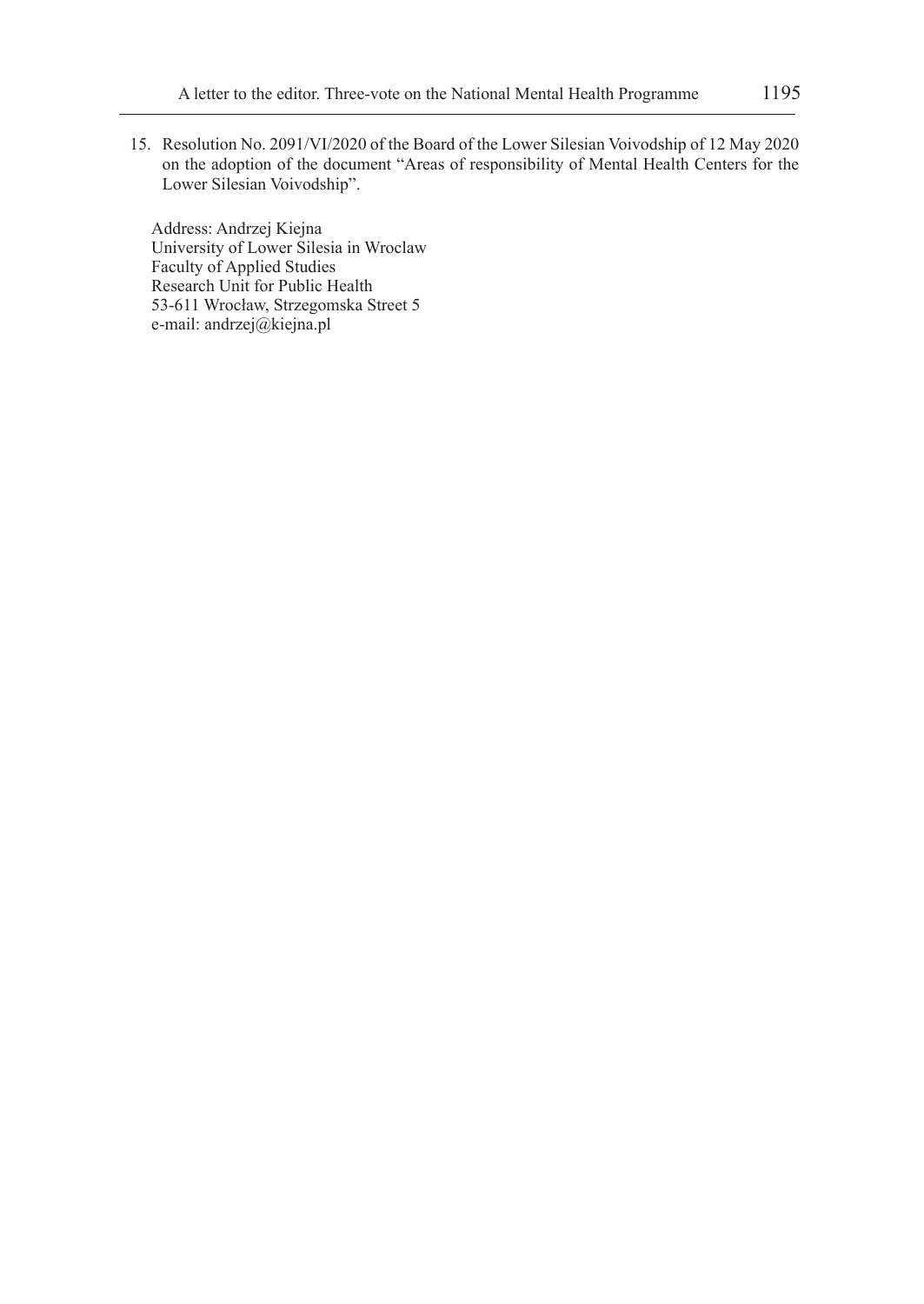15. Resolution No. 2091/VI/2020 of the Board of the Lower Silesian Voivodship of 12 May 2020 on the adoption of the document "Areas of responsibility of Mental Health Centers for the Lower Silesian Voivodship".

Address: Andrzej Kiejna
University of Lower Silesia in Wroclaw
Faculty of Applied Studies
Research Unit for Public Health
53-611 Wrocław, Strzegomska Street 5
e-mail: andrzej@kiejna.pl